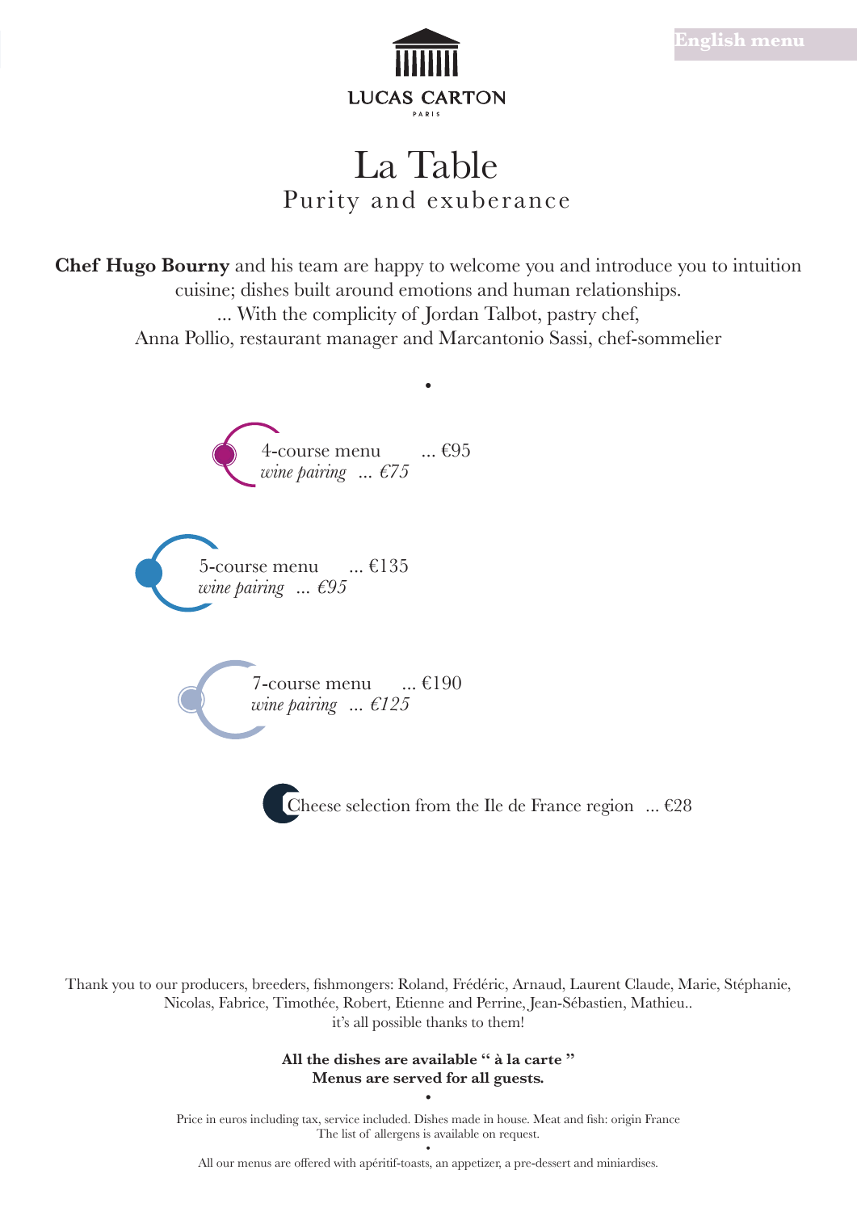English menu

LUCAS CARTON

PARIS

# La Table

## Purity and exuberance

**Chef Hugo Bourny** and his team are happy to welcome you and introduce you to intuition cuisine; dishes built around emotions and human relationships.
... With the complicity of Jordan Talbot, pastry chef,
Anna Pollio, restaurant manager and Marcantonio Sassi, chef-sommelier

•

4-course menu ... €95
*wine pairing ... €75*

5-course menu ... €135
*wine pairing ... €95*

7-course menu ... €190
*wine pairing ... €125*

Cheese selection from the Ile de France region ... €28

Thank you to our producers, breeders, fishmongers: Roland, Frédéric, Arnaud, Laurent Claude, Marie, Stéphanie, Nicolas, Fabrice, Timothée, Robert, Etienne and Perrine, Jean-Sébastien, Mathieu..
it's all possible thanks to them!

**All the dishes are available " à la carte "**
**Menus are served for all guests.**

•

Price in euros including tax, service included. Dishes made in house. Meat and fish: origin France
The list of allergens is available on request.

•

All our menus are offered with apéritif-toasts, an appetizer, a pre-dessert and miniardises.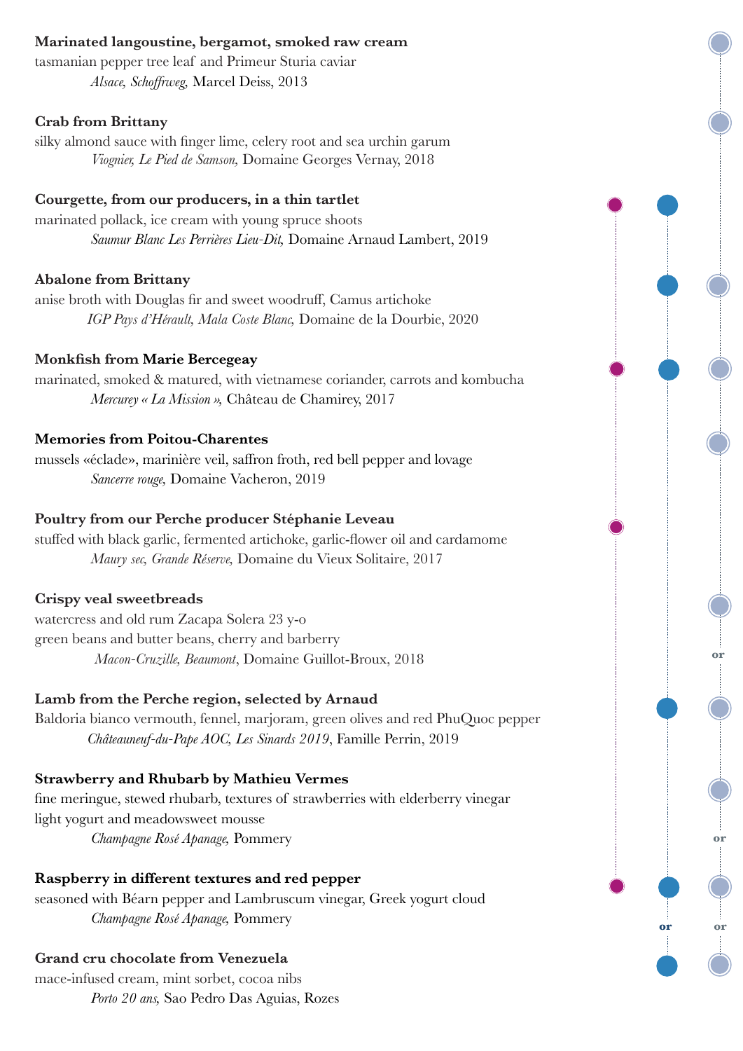**Marinated langoustine, bergamot, smoked raw cream**
tasmanian pepper tree leaf and Primeur Sturia caviar
*Alsace, Schoffweg,* Marcel Deiss, 2013

**Crab from Brittany**
silky almond sauce with finger lime, celery root and sea urchin garum
*Viognier, Le Pied de Samson,* Domaine Georges Vernay, 2018

**Courgette, from our producers, in a thin tartlet**
marinated pollack, ice cream with young spruce shoots
*Saumur Blanc Les Perrières Lieu-Dit,* Domaine Arnaud Lambert, 2019

**Abalone from Brittany**
anise broth with Douglas fir and sweet woodruff, Camus artichoke
*IGP Pays d'Hérault, Mala Coste Blanc,* Domaine de la Dourbie, 2020

**Monkfish from Marie Bercegeay**
marinated, smoked & matured, with vietnamese coriander, carrots and kombucha
*Mercurey « La Mission »,* Château de Chamirey, 2017

**Memories from Poitou-Charentes**
mussels «éclade», marinière veil, saffron froth, red bell pepper and lovage
*Sancerre rouge,* Domaine Vacheron, 2019

**Poultry from our Perche producer Stéphanie Leveau**
stuffed with black garlic, fermented artichoke, garlic-flower oil and cardamome
*Maury sec, Grande Réserve,* Domaine du Vieux Solitaire, 2017

**Crispy veal sweetbreads**
watercress and old rum Zacapa Solera 23 y-o
green beans and butter beans, cherry and barberry
*Macon-Cruzille, Beaumont*, Domaine Guillot-Broux, 2018

or

**Lamb from the Perche region, selected by Arnaud**
Baldoria bianco vermouth, fennel, marjoram, green olives and red PhuQuoc pepper
*Châteauneuf-du-Pape AOC, Les Sinards 2019*, Famille Perrin, 2019

**Strawberry and Rhubarb by Mathieu Vermes**
fine meringue, stewed rhubarb, textures of strawberries with elderberry vinegar
light yogurt and meadowsweet mousse
*Champagne Rosé Apanage,* Pommery

or

**Raspberry in different textures and red pepper**
seasoned with Béarn pepper and Lambruscum vinegar, Greek yogurt cloud
*Champagne Rosé Apanage,* Pommery

or

**Grand cru chocolate from Venezuela**
mace-infused cream, mint sorbet, cocoa nibs
*Porto 20 ans,* Sao Pedro Das Aguias, Rozes